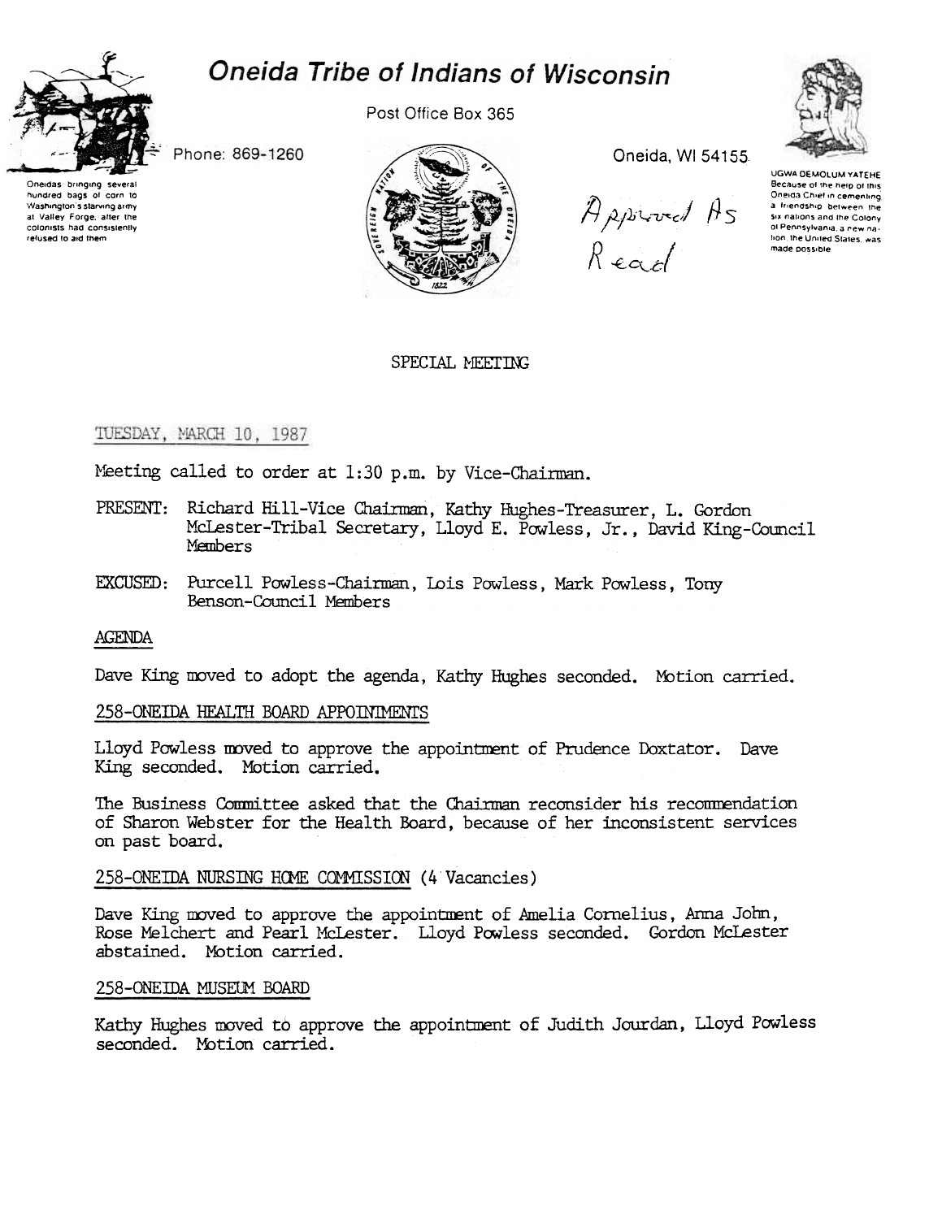# Oneida Tribe of Indians of Wisconsin

Oneidas bringing several hundred bags of corn to Washington's starving army at Valley Forge, after the colonists had consistently refused to aid them

Phone: 869-1260

Post Office Box 365

Oneida, WI 54155

UGWA DEMOLUM YATEHE Because of the help of this Oneida Chief in cementing a friendship between the six nations and the Colony of Pennsylvania, a new nation, the United States, was made possible

Approved As Read

SPECIAL MEETING

TUESDAY, MARCH 10, 1987

Meeting called to order at 1:30 p.m. by Vice-Chairman.

PRESENT: Richard Hill-Vice Chairman, Kathy Hughes-Treasurer, L. Gordon McLester-Tribal Secretary, Lloyd E. Powless, Jr., David King-Council Members

EXCUSED: Purcell Powless-Chairman, Lois Powless, Mark Powless, Tony Benson-Council Members

## AGENDA

Dave King moved to adopt the agenda, Kathy Hughes seconded. Motion carried.

## 258-ONEIDA HEALTH BOARD APPOINTMENTS

Lloyd Powless moved to approve the appointment of Prudence Doxtator. Dave King seconded. Motion carried.

The Business Committee asked that the Chairman reconsider his recommendation of Sharon Webster for the Health Board, because of her inconsistent services on past board.

## 258-ONEIDA NURSING HOME COMMISSION (4 Vacancies)

Dave King moved to approve the appointment of Amelia Cornelius, Anna John, Rose Melchert and Pearl McLester. Lloyd Powless seconded. Gordon McLester abstained. Motion carried.

## 258-ONEIDA MUSEUM BOARD

Kathy Hughes moved to approve the appointment of Judith Jourdan, Lloyd Powless seconded. Motion carried.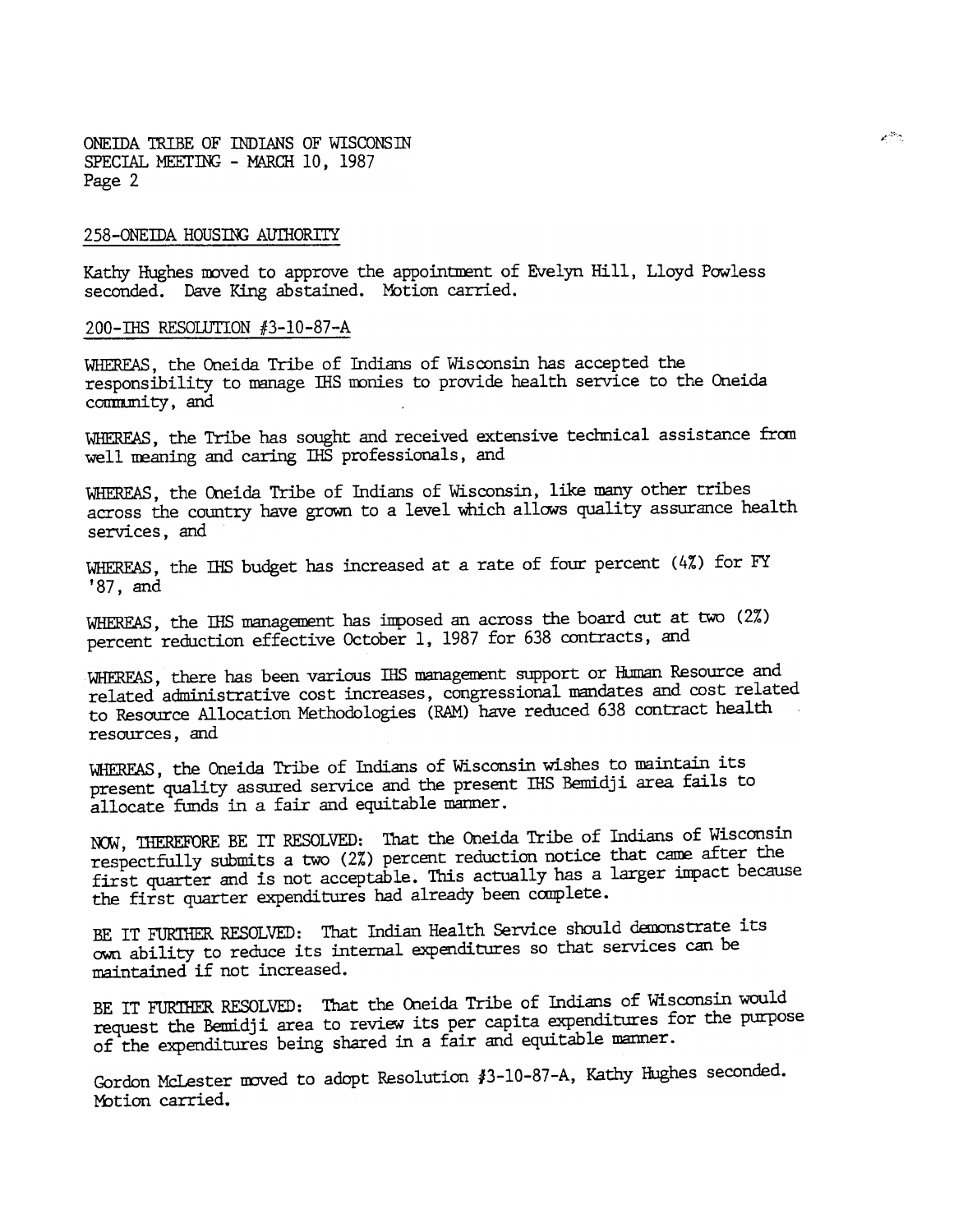ONEIDA TRIBE OF INDIANS OF WISCONSIN
SPECIAL MEETING - MARCH 10, 1987
Page 2

258-ONEIDA HOUSING AUTHORITY

Kathy Hughes moved to approve the appointment of Evelyn Hill, Lloyd Powless seconded. Dave King abstained. Motion carried.

200-IHS RESOLUTION #3-10-87-A

WHEREAS, the Oneida Tribe of Indians of Wisconsin has accepted the responsibility to manage IHS monies to provide health service to the Oneida community, and

WHEREAS, the Tribe has sought and received extensive technical assistance from well meaning and caring IHS professionals, and

WHEREAS, the Oneida Tribe of Indians of Wisconsin, like many other tribes across the country have grown to a level which allows quality assurance health services, and

WHEREAS, the IHS budget has increased at a rate of four percent (4%) for FY '87, and

WHEREAS, the IHS management has imposed an across the board cut at two (2%) percent reduction effective October 1, 1987 for 638 contracts, and

WHEREAS, there has been various IHS management support or Human Resource and related administrative cost increases, congressional mandates and cost related to Resource Allocation Methodologies (RAM) have reduced 638 contract health resources, and

WHEREAS, the Oneida Tribe of Indians of Wisconsin wishes to maintain its present quality assured service and the present IHS Bemidji area fails to allocate funds in a fair and equitable manner.

NOW, THEREFORE BE IT RESOLVED: That the Oneida Tribe of Indians of Wisconsin respectfully submits a two (2%) percent reduction notice that came after the first quarter and is not acceptable. This actually has a larger impact because the first quarter expenditures had already been complete.

BE IT FURTHER RESOLVED: That Indian Health Service should demonstrate its own ability to reduce its internal expenditures so that services can be maintained if not increased.

BE IT FURTHER RESOLVED: That the Oneida Tribe of Indians of Wisconsin would request the Bemidji area to review its per capita expenditures for the purpose of the expenditures being shared in a fair and equitable manner.

Gordon McLester moved to adopt Resolution #3-10-87-A, Kathy Hughes seconded. Motion carried.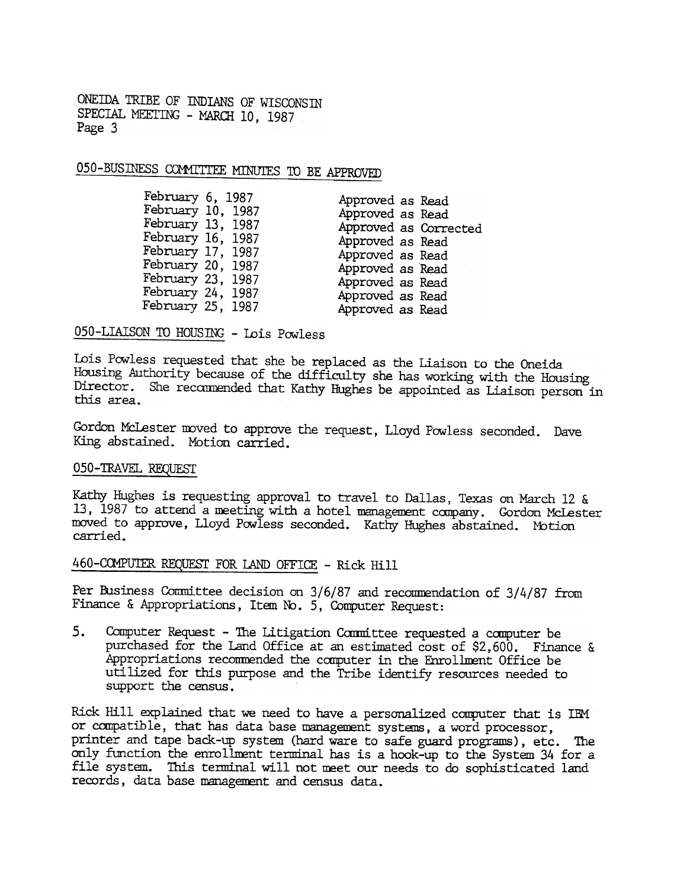ONEIDA TRIBE OF INDIANS OF WISCONSIN
SPECIAL MEETING - MARCH 10, 1987
Page 3

## 050-BUSINESS COMMITTEE MINUTES TO BE APPROVED

| | |
|---|---|
| February 6, 1987 | Approved as Read |
| February 10, 1987 | Approved as Read |
| February 13, 1987 | Approved as Corrected |
| February 16, 1987 | Approved as Read |
| February 17, 1987 | Approved as Read |
| February 20, 1987 | Approved as Read |
| February 23, 1987 | Approved as Read |
| February 24, 1987 | Approved as Read |
| February 25, 1987 | Approved as Read |

## 050-LIAISON TO HOUSING - Lois Powless

Lois Powless requested that she be replaced as the Liaison to the Oneida Housing Authority because of the difficulty she has working with the Housing Director. She recommended that Kathy Hughes be appointed as Liaison person in this area.

Gordon McLester moved to approve the request, Lloyd Powless seconded. Dave King abstained. Motion carried.

## 050-TRAVEL REQUEST

Kathy Hughes is requesting approval to travel to Dallas, Texas on March 12 & 13, 1987 to attend a meeting with a hotel management company. Gordon McLester moved to approve, Lloyd Powless seconded. Kathy Hughes abstained. Motion carried.

## 460-COMPUTER REQUEST FOR LAND OFFICE - Rick Hill

Per Business Committee decision on 3/6/87 and recommendation of 3/4/87 from Finance & Appropriations, Item No. 5, Computer Request:

5. Computer Request - The Litigation Committee requested a computer be purchased for the Land Office at an estimated cost of $2,600. Finance & Appropriations recommended the computer in the Enrollment Office be utilized for this purpose and the Tribe identify resources needed to support the census.

Rick Hill explained that we need to have a personalized computer that is IBM or compatible, that has data base management systems, a word processor, printer and tape back-up system (hard ware to safe guard programs), etc. The only function the enrollment terminal has is a hook-up to the System 34 for a file system. This terminal will not meet our needs to do sophisticated land records, data base management and census data.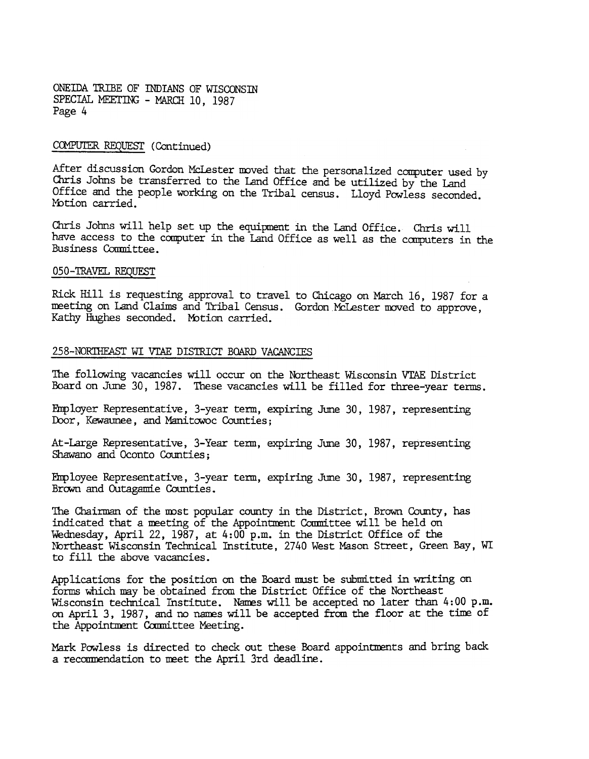COMPUTER REQUEST (Continued)

After discussion Gordon McLester moved that the personalized computer used by Chris Johns be transferred to the Land Office and be utilized by the Land Office and the people working on the Tribal census. Lloyd Powless seconded. Motion carried.

Chris Johns will help set up the equipment in the Land Office. Chris will have access to the computer in the Land Office as well as the computers in the Business Committee.

050-TRAVEL REQUEST

Rick Hill is requesting approval to travel to Chicago on March 16, 1987 for a meeting on Land Claims and Tribal Census. Gordon McLester moved to approve, Kathy Hughes seconded. Motion carried.

258-NORTHEAST WI VTAE DISTRICT BOARD VACANCIES

The following vacancies will occur on the Northeast Wisconsin VTAE District Board on June 30, 1987. These vacancies will be filled for three-year terms.

Employer Representative, 3-year term, expiring June 30, 1987, representing Door, Kewaunee, and Manitowoc Counties;

At-Large Representative, 3-Year term, expiring June 30, 1987, representing Shawano and Oconto Counties;

Employee Representative, 3-year term, expiring June 30, 1987, representing Brown and Outagamie Counties.

The Chairman of the most popular county in the District, Brown County, has indicated that a meeting of the Appointment Committee will be held on Wednesday, April 22, 1987, at 4:00 p.m. in the District Office of the Northeast Wisconsin Technical Institute, 2740 West Mason Street, Green Bay, WI to fill the above vacancies.

Applications for the position on the Board must be submitted in writing on forms which may be obtained from the District Office of the Northeast Wisconsin technical Institute. Names will be accepted no later than 4:00 p.m. on April 3, 1987, and no names will be accepted from the floor at the time of the Appointment Committee Meeting.

Mark Powless is directed to check out these Board appointments and bring back a recommendation to meet the April 3rd deadline.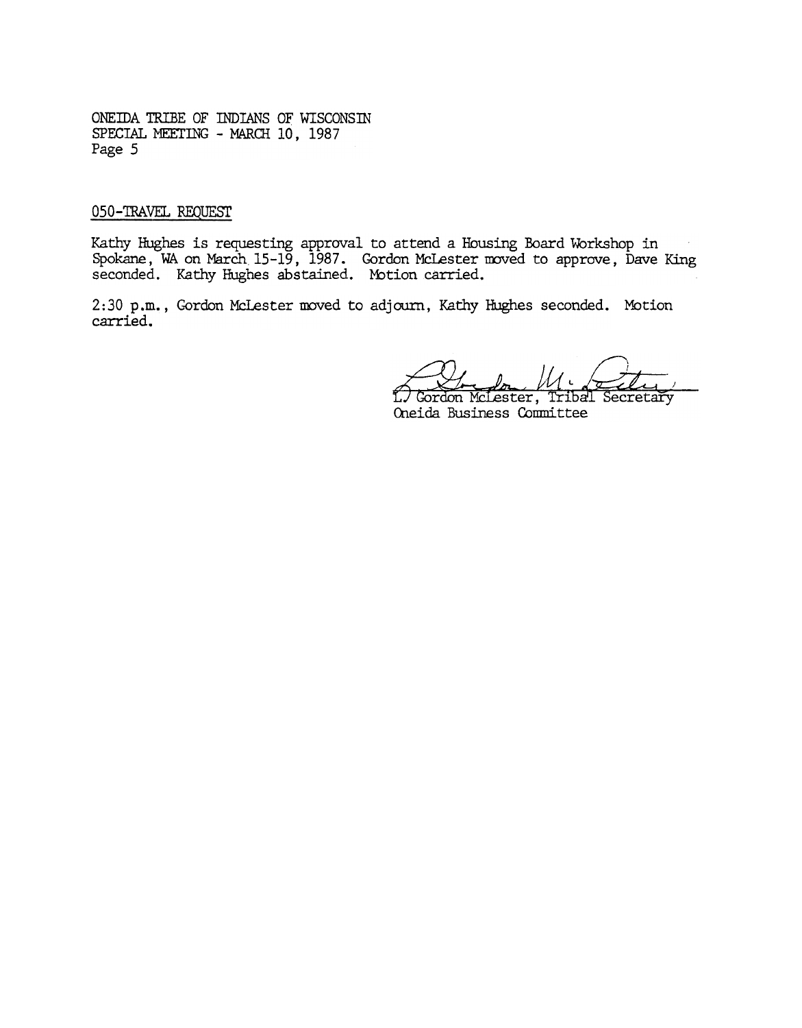ONEIDA TRIBE OF INDIANS OF WISCONSIN
SPECIAL MEETING - MARCH 10, 1987
Page 5

## 050-TRAVEL REQUEST

Kathy Hughes is requesting approval to attend a Housing Board Workshop in Spokane, WA on March 15-19, 1987. Gordon McLester moved to approve, Dave King seconded. Kathy Hughes abstained. Motion carried.

2:30 p.m., Gordon McLester moved to adjourn, Kathy Hughes seconded. Motion carried.

L. Gordon McLester, Tribal Secretary
Oneida Business Committee